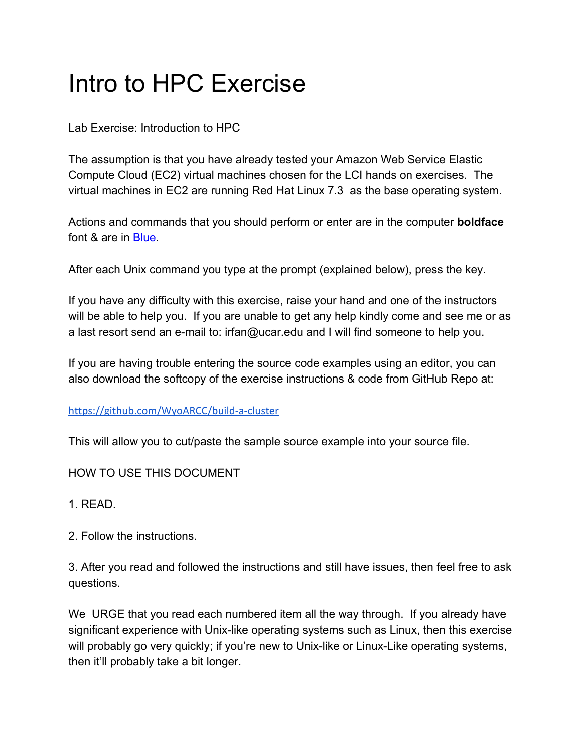# Intro to HPC Exercise

Lab Exercise: Introduction to HPC

The assumption is that you have already tested your Amazon Web Service Elastic Compute Cloud (EC2) virtual machines chosen for the LCI hands on exercises. The virtual machines in EC2 are running Red Hat Linux 7.3 as the base operating system.

Actions and commands that you should perform or enter are in the computer **boldface** font & are in Blue.

After each Unix command you type at the prompt (explained below), press the key.

If you have any difficulty with this exercise, raise your hand and one of the instructors will be able to help you. If you are unable to get any help kindly come and see me or as a last resort send an e-mail to: irfan@ucar.edu and I will find someone to help you.

If you are having trouble entering the source code examples using an editor, you can also download the softcopy of the exercise instructions & code from GitHub Repo at:

https://github.com/WyoARCC/build-a-cluster

This will allow you to cut/paste the sample source example into your source file.

HOW TO USE THIS DOCUMENT

1. READ.

2. Follow the instructions.

3. After you read and followed the instructions and still have issues, then feel free to ask questions.

We URGE that you read each numbered item all the way through. If you already have significant experience with Unix-like operating systems such as Linux, then this exercise will probably go very quickly; if you're new to Unix-like or Linux-Like operating systems, then it'll probably take a bit longer.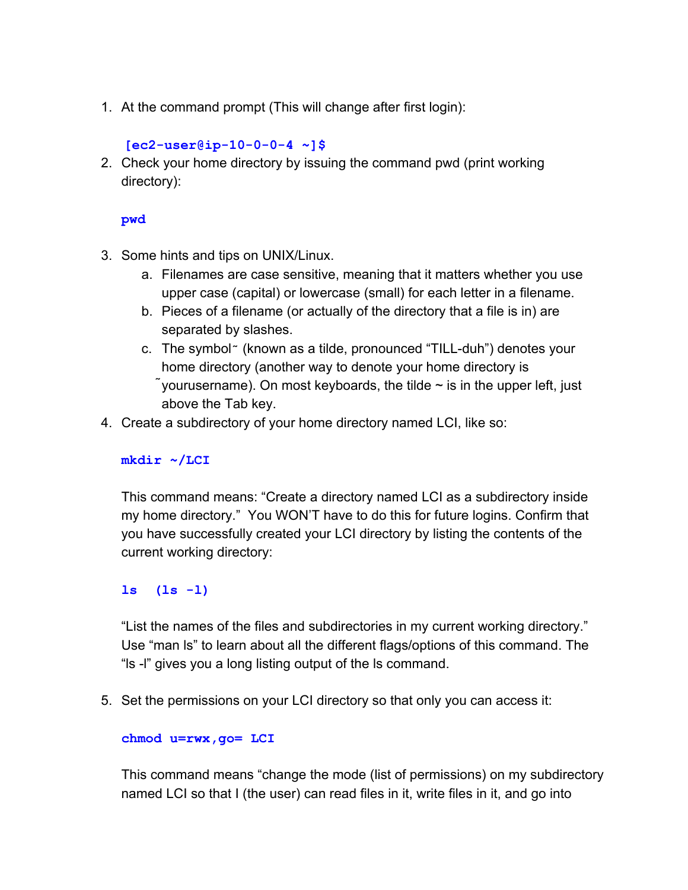1. At the command prompt (This will change after first login):

   ```
   [ec2-user@ip-10-0-0-4 ~]$
   ```

2. Check your home directory by issuing the command pwd (print working directory):

   ```
   pwd
   ```

3. Some hints and tips on UNIX/Linux.
   a. Filenames are case sensitive, meaning that it matters whether you use upper case (capital) or lowercase (small) for each letter in a filename.
   b. Pieces of a filename (or actually of the directory that a file is in) are separated by slashes.
   c. The symbol˜ (known as a tilde, pronounced “TILL-duh”) denotes your home directory (another way to denote your home directory is ˜yourusername). On most keyboards, the tilde ~ is in the upper left, just above the Tab key.

4. Create a subdirectory of your home directory named LCI, like so:

   ```
   mkdir ~/LCI
   ```

   This command means: “Create a directory named LCI as a subdirectory inside my home directory.” You WON’T have to do this for future logins. Confirm that you have successfully created your LCI directory by listing the contents of the current working directory:

   ```
   ls  (ls -l)
   ```

   “List the names of the files and subdirectories in my current working directory.” Use “man ls” to learn about all the different flags/options of this command. The “ls -l” gives you a long listing output of the ls command.

5. Set the permissions on your LCI directory so that only you can access it:

   ```
   chmod u=rwx,go= LCI
   ```

   This command means “change the mode (list of permissions) on my subdirectory named LCI so that I (the user) can read files in it, write files in it, and go into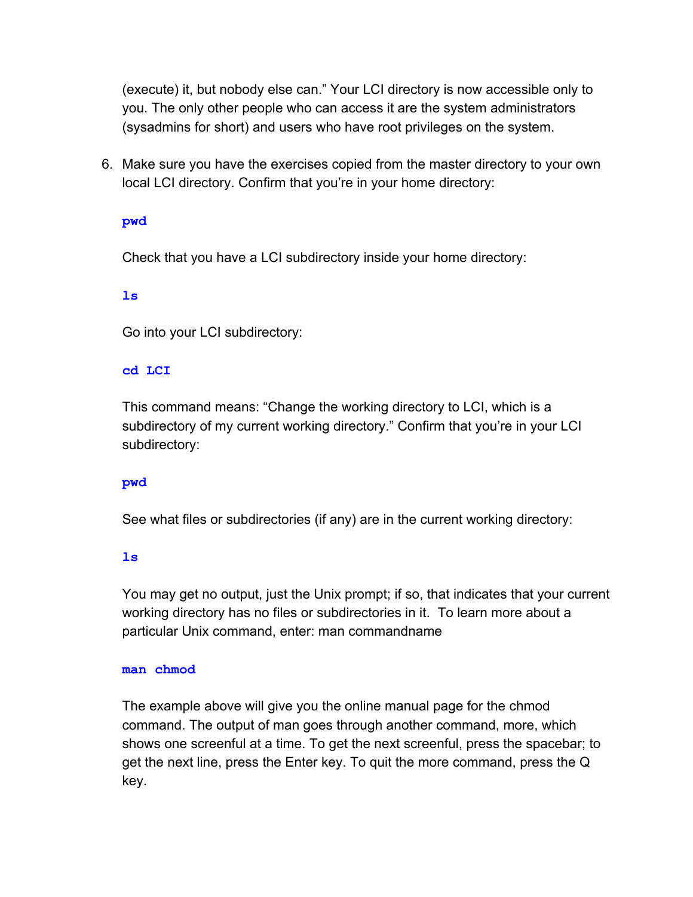(execute) it, but nobody else can." Your LCI directory is now accessible only to you. The only other people who can access it are the system administrators (sysadmins for short) and users who have root privileges on the system.

6. Make sure you have the exercises copied from the master directory to your own local LCI directory. Confirm that you're in your home directory:

   ```
   pwd
   ```

   Check that you have a LCI subdirectory inside your home directory:

   ```
   ls
   ```

   Go into your LCI subdirectory:

   ```
   cd LCI
   ```

   This command means: "Change the working directory to LCI, which is a subdirectory of my current working directory." Confirm that you're in your LCI subdirectory:

   ```
   pwd
   ```

   See what files or subdirectories (if any) are in the current working directory:

   ```
   ls
   ```

   You may get no output, just the Unix prompt; if so, that indicates that your current working directory has no files or subdirectories in it. To learn more about a particular Unix command, enter: man commandname

   ```
   man chmod
   ```

   The example above will give you the online manual page for the chmod command. The output of man goes through another command, more, which shows one screenful at a time. To get the next screenful, press the spacebar; to get the next line, press the Enter key. To quit the more command, press the Q key.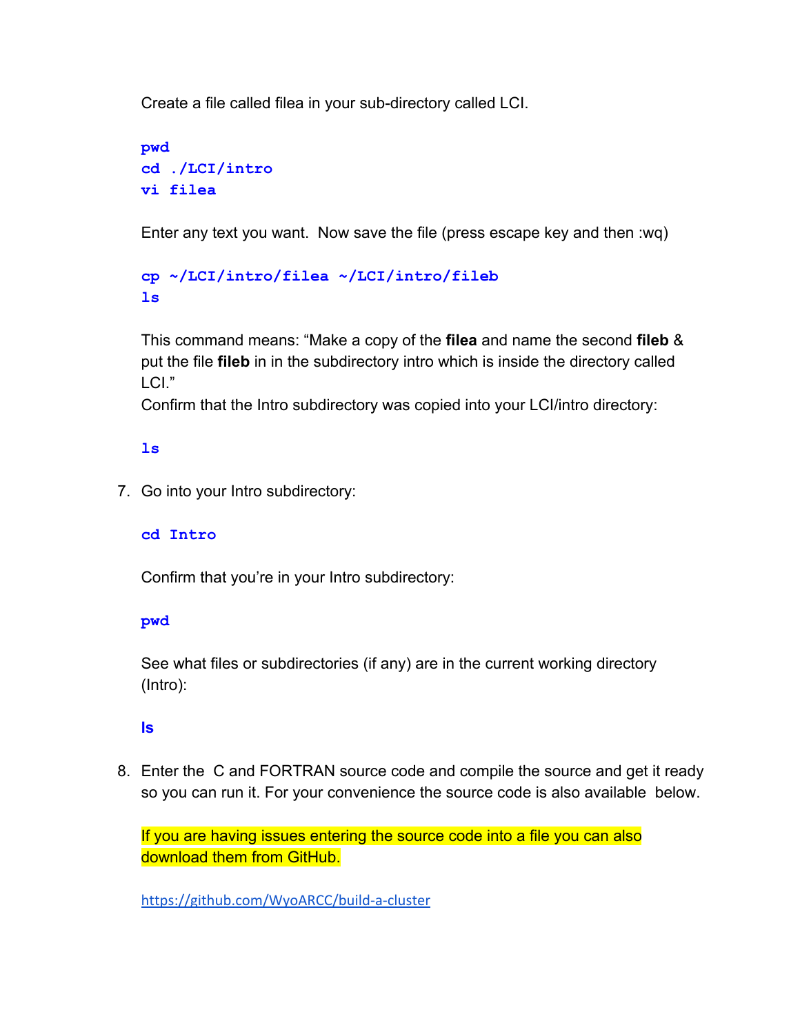Create a file called filea in your sub-directory called LCI.

```
pwd
cd ./LCI/intro
vi filea
```

Enter any text you want. Now save the file (press escape key and then :wq)

```
cp ~/LCI/intro/filea ~/LCI/intro/fileb
ls
```

This command means: "Make a copy of the **filea** and name the second **fileb** & put the file **fileb** in in the subdirectory intro which is inside the directory called LCI."
Confirm that the Intro subdirectory was copied into your LCI/intro directory:

```
ls
```

7. Go into your Intro subdirectory:

```
cd Intro
```

Confirm that you're in your Intro subdirectory:

```
pwd
```

See what files or subdirectories (if any) are in the current working directory (Intro):

```
ls
```

8. Enter the C and FORTRAN source code and compile the source and get it ready so you can run it. For your convenience the source code is also available below.

If you are having issues entering the source code into a file you can also download them from GitHub.

https://github.com/WyoARCC/build-a-cluster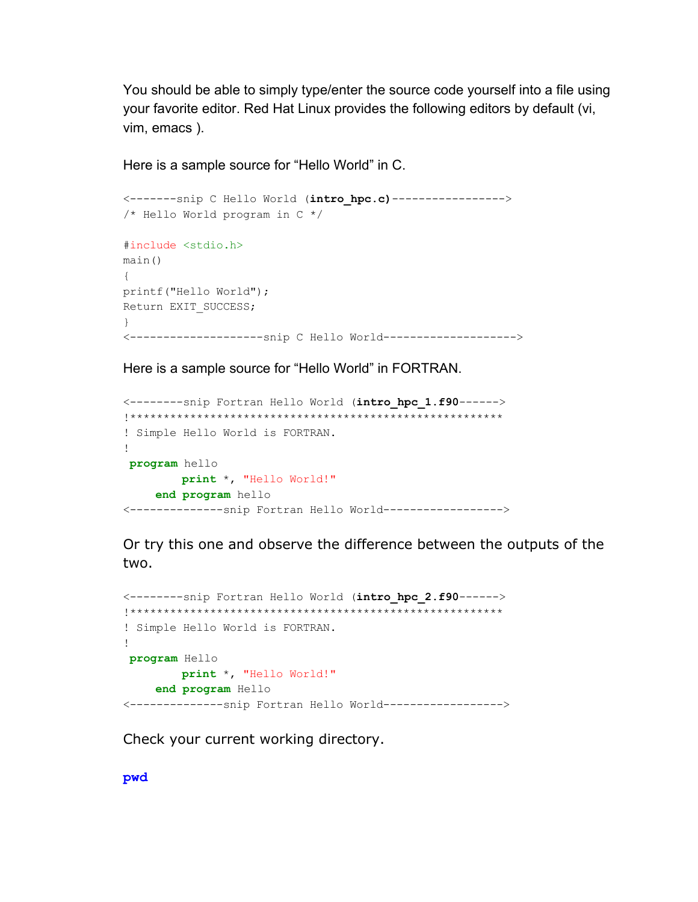You should be able to simply type/enter the source code yourself into a file using your favorite editor. Red Hat Linux provides the following editors by default (vi, vim, emacs ).

Here is a sample source for “Hello World” in C.

```
<-------snip C Hello World (intro_hpc.c)----------------->
/* Hello World program in C */

#include <stdio.h>
main()
{
printf("Hello World");
Return EXIT_SUCCESS;
}
<--------------------snip C Hello World-------------------->
```

Here is a sample source for “Hello World” in FORTRAN.

```
<--------snip Fortran Hello World (intro_hpc_1.f90------>
!********************************************************
! Simple Hello World is FORTRAN.
!
 program hello
        print *, "Hello World!"
    end program hello
<--------------snip Fortran Hello World------------------>
```

Or try this one and observe the difference between the outputs of the two.

```
<--------snip Fortran Hello World (intro_hpc_2.f90------>
!********************************************************
! Simple Hello World is FORTRAN.
!
 program Hello
        print *, "Hello World!"
    end program Hello
<--------------snip Fortran Hello World------------------>
```

Check your current working directory.

```
pwd
```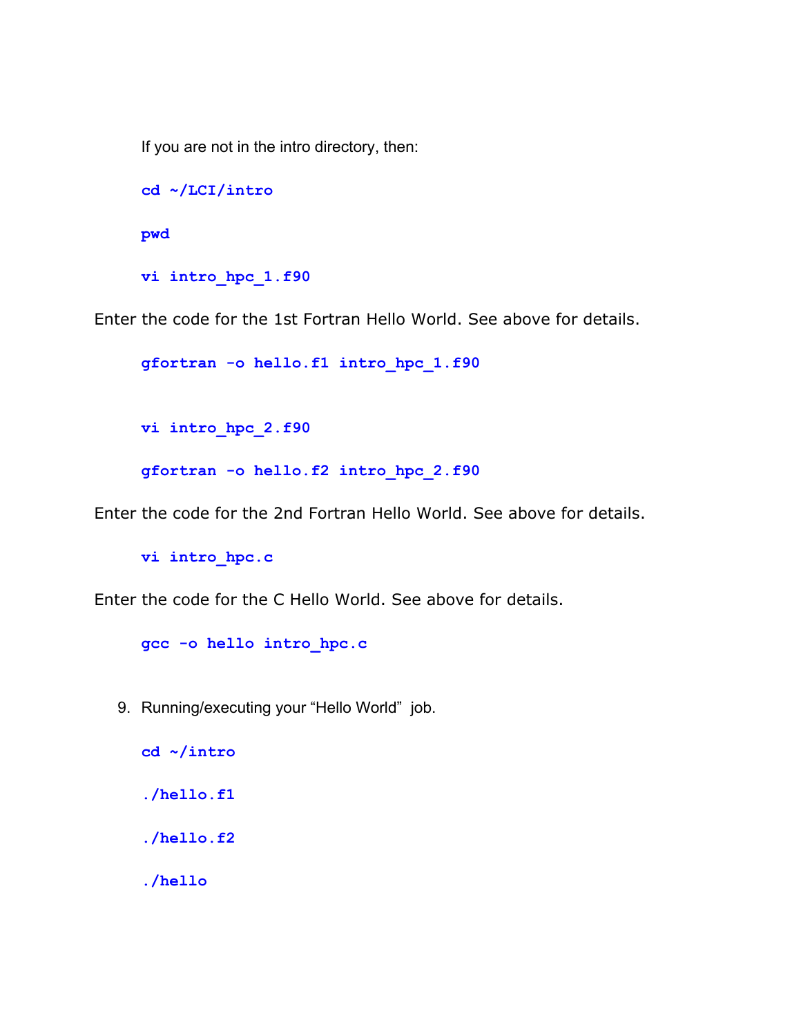If you are not in the intro directory, then:

```
cd ~/LCI/intro

pwd

vi intro_hpc_1.f90
```

Enter the code for the 1st Fortran Hello World. See above for details.

```
gfortran -o hello.f1 intro_hpc_1.f90


vi intro_hpc_2.f90

gfortran -o hello.f2 intro_hpc_2.f90
```

Enter the code for the 2nd Fortran Hello World. See above for details.

```
vi intro_hpc.c
```

Enter the code for the C Hello World. See above for details.

```
gcc -o hello intro_hpc.c
```

9. Running/executing your “Hello World” job.

```
cd ~/intro

./hello.f1

./hello.f2

./hello
```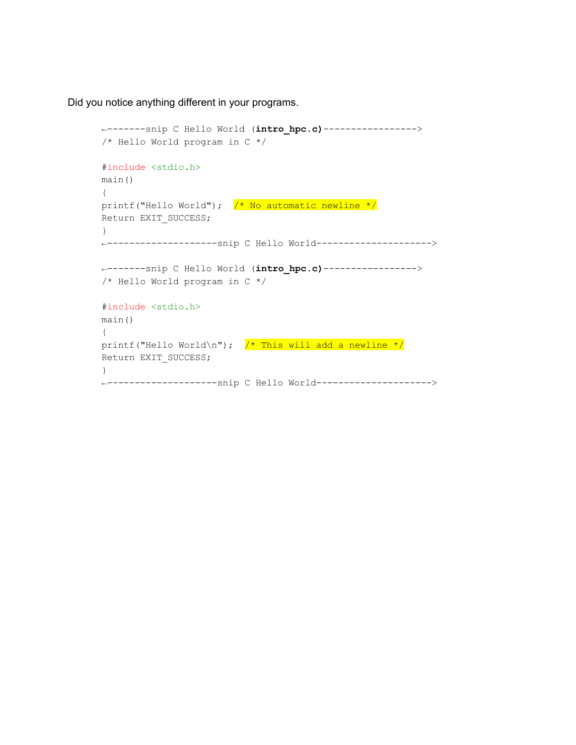Did you notice anything different in your programs.

```
←-------snip C Hello World (intro_hpc.c)----------------->
/* Hello World program in C */

#include <stdio.h>
main()
{
printf("Hello World");  /* No automatic newline */
Return EXIT_SUCCESS;
}
←--------------------snip C Hello World--------------------->
```

```
←-------snip C Hello World (intro_hpc.c)----------------->
/* Hello World program in C */

#include <stdio.h>
main()
{
printf("Hello World\n");  /* This will add a newline */
Return EXIT_SUCCESS;
}
←--------------------snip C Hello World--------------------->
```